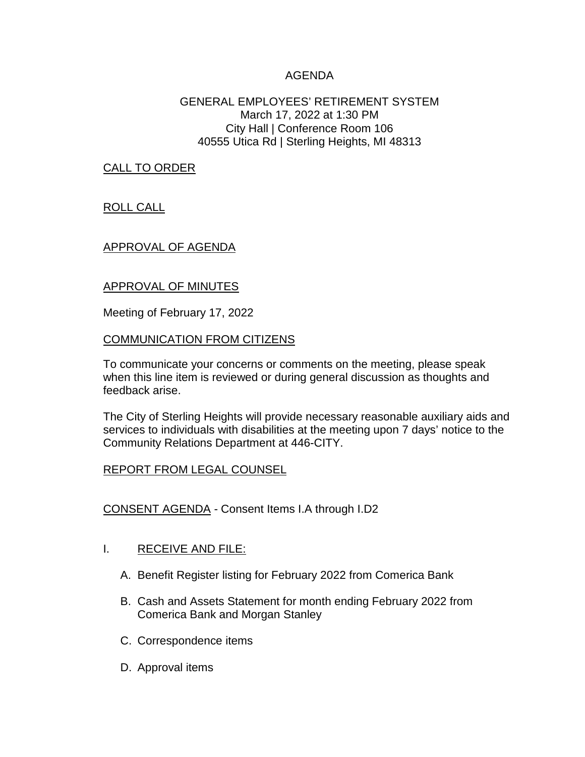# AGENDA

## GENERAL EMPLOYEES' RETIREMENT SYSTEM

March 17, 2022 at 1:30 PM
City Hall | Conference Room 106
40555 Utica Rd | Sterling Heights, MI 48313

<u>CALL TO ORDER</u>

<u>ROLL CALL</u>

<u>APPROVAL OF AGENDA</u>

<u>APPROVAL OF MINUTES</u>

Meeting of February 17, 2022

<u>COMMUNICATION FROM CITIZENS</u>

To communicate your concerns or comments on the meeting, please speak when this line item is reviewed or during general discussion as thoughts and feedback arise.

The City of Sterling Heights will provide necessary reasonable auxiliary aids and services to individuals with disabilities at the meeting upon 7 days' notice to the Community Relations Department at 446-CITY.

<u>REPORT FROM LEGAL COUNSEL</u>

<u>CONSENT AGENDA</u> - Consent Items I.A through I.D2

I. <u>RECEIVE AND FILE:</u>

   A. Benefit Register listing for February 2022 from Comerica Bank

   B. Cash and Assets Statement for month ending February 2022 from Comerica Bank and Morgan Stanley

   C. Correspondence items

   D. Approval items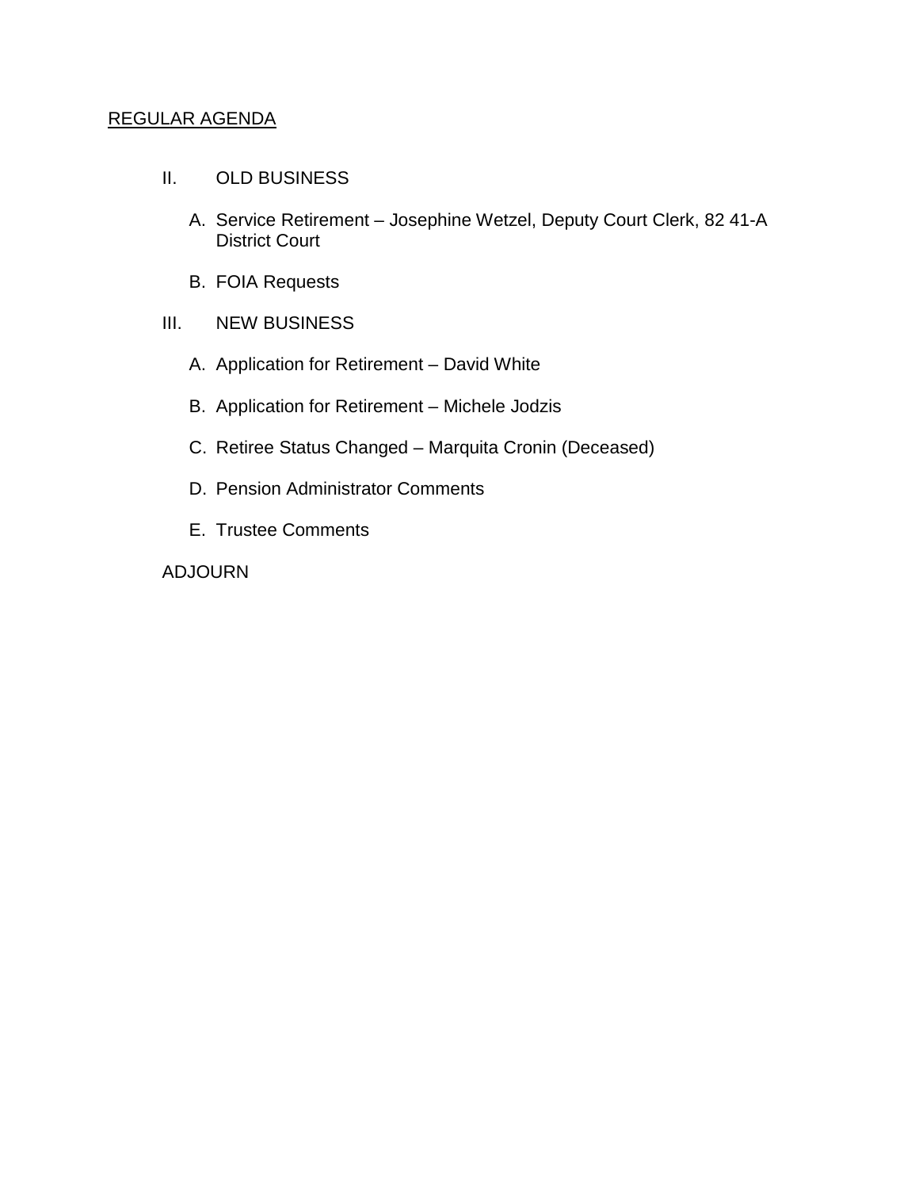<u>REGULAR AGENDA</u>

II. OLD BUSINESS

A. Service Retirement – Josephine Wetzel, Deputy Court Clerk, 82 41-A District Court

B. FOIA Requests

III. NEW BUSINESS

A. Application for Retirement – David White

B. Application for Retirement – Michele Jodzis

C. Retiree Status Changed – Marquita Cronin (Deceased)

D. Pension Administrator Comments

E. Trustee Comments

ADJOURN